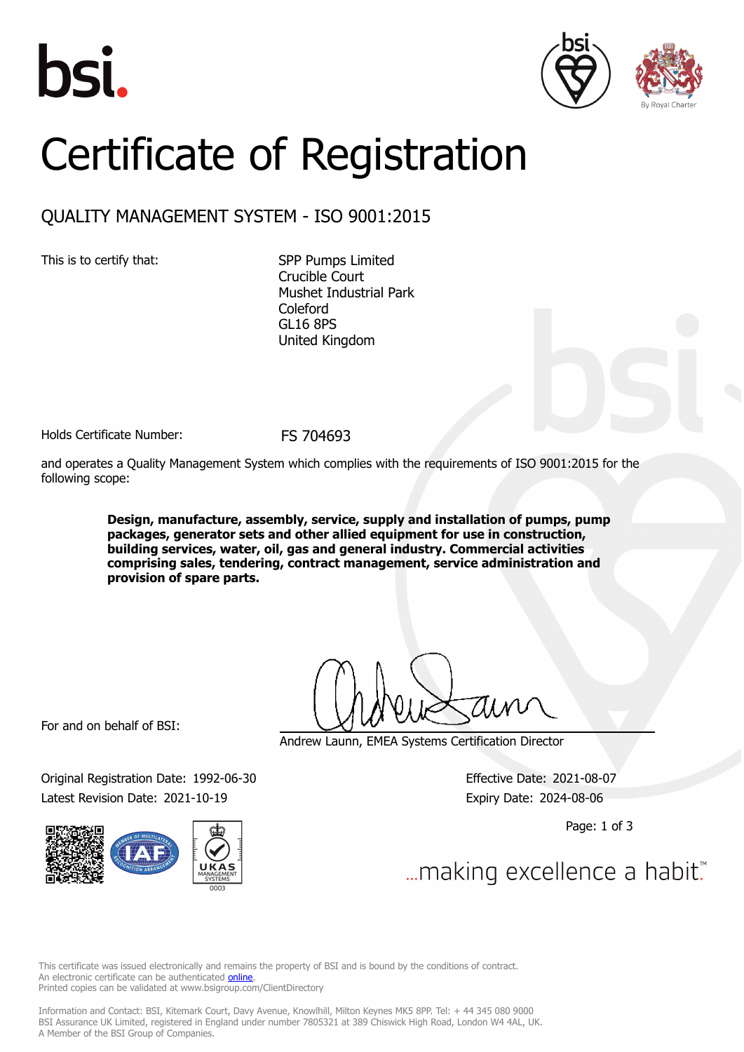bsi.

By Royal Charter

# Certificate of Registration

## QUALITY MANAGEMENT SYSTEM - ISO 9001:2015

This is to certify that:

SPP Pumps Limited
Crucible Court
Mushet Industrial Park
Coleford
GL16 8PS
United Kingdom

Holds Certificate Number: FS 704693

and operates a Quality Management System which complies with the requirements of ISO 9001:2015 for the following scope:

**Design, manufacture, assembly, service, supply and installation of pumps, pump packages, generator sets and other allied equipment for use in construction, building services, water, oil, gas and general industry. Commercial activities comprising sales, tendering, contract management, service administration and provision of spare parts.**

For and on behalf of BSI:

Andrew Launn, EMEA Systems Certification Director

Original Registration Date: 1992-06-30
Latest Revision Date: 2021-10-19

Effective Date: 2021-08-07
Expiry Date: 2024-08-06

UKAS MANAGEMENT SYSTEMS 0003

...making excellence a habit.™

This certificate was issued electronically and remains the property of BSI and is bound by the conditions of contract.
An electronic certificate can be authenticated online.
Printed copies can be validated at www.bsigroup.com/ClientDirectory

Information and Contact: BSI, Kitemark Court, Davy Avenue, Knowlhill, Milton Keynes MK5 8PP. Tel: + 44 345 080 9000
BSI Assurance UK Limited, registered in England under number 7805321 at 389 Chiswick High Road, London W4 4AL, UK.
A Member of the BSI Group of Companies.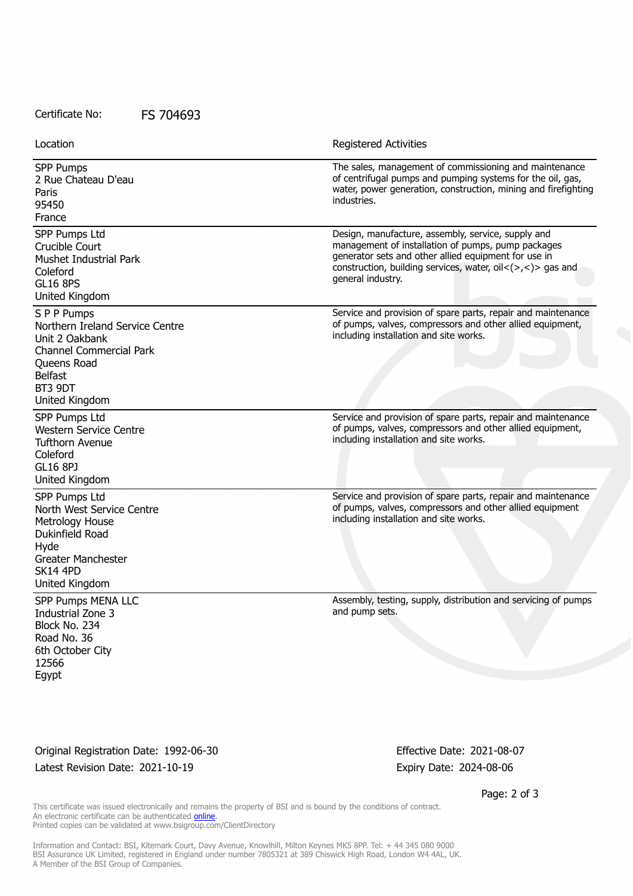Certificate No: FS 704693

| Location | Registered Activities |
| --- | --- |
| SPP Pumps<br>2 Rue Chateau D'eau<br>Paris<br>95450<br>France | The sales, management of commissioning and maintenance of centrifugal pumps and pumping systems for the oil, gas, water, power generation, construction, mining and firefighting industries. |
| SPP Pumps Ltd<br>Crucible Court<br>Mushet Industrial Park<br>Coleford<br>GL16 8PS<br>United Kingdom | Design, manufacture, assembly, service, supply and management of installation of pumps, pump packages generator sets and other allied equipment for use in construction, building services, water, oil<(>,<)> gas and general industry. |
| S P P Pumps<br>Northern Ireland Service Centre<br>Unit 2 Oakbank<br>Channel Commercial Park<br>Queens Road<br>Belfast<br>BT3 9DT<br>United Kingdom | Service and provision of spare parts, repair and maintenance of pumps, valves, compressors and other allied equipment, including installation and site works. |
| SPP Pumps Ltd<br>Western Service Centre<br>Tufthorn Avenue<br>Coleford<br>GL16 8PJ<br>United Kingdom | Service and provision of spare parts, repair and maintenance of pumps, valves, compressors and other allied equipment, including installation and site works. |
| SPP Pumps Ltd<br>North West Service Centre<br>Metrology House<br>Dukinfield Road<br>Hyde<br>Greater Manchester<br>SK14 4PD<br>United Kingdom | Service and provision of spare parts, repair and maintenance of pumps, valves, compressors and other allied equipment including installation and site works. |
| SPP Pumps MENA LLC<br>Industrial Zone 3<br>Block No. 234<br>Road No. 36<br>6th October City<br>12566<br>Egypt | Assembly, testing, supply, distribution and servicing of pumps and pump sets. |

Original Registration Date: 1992-06-30

Latest Revision Date: 2021-10-19

Effective Date: 2021-08-07

Expiry Date: 2024-08-06

This certificate was issued electronically and remains the property of BSI and is bound by the conditions of contract.
An electronic certificate can be authenticated online.
Printed copies can be validated at www.bsigroup.com/ClientDirectory

Information and Contact: BSI, Kitemark Court, Davy Avenue, Knowlhill, Milton Keynes MK5 8PP. Tel: + 44 345 080 9000
BSI Assurance UK Limited, registered in England under number 7805321 at 389 Chiswick High Road, London W4 4AL, UK.
A Member of the BSI Group of Companies.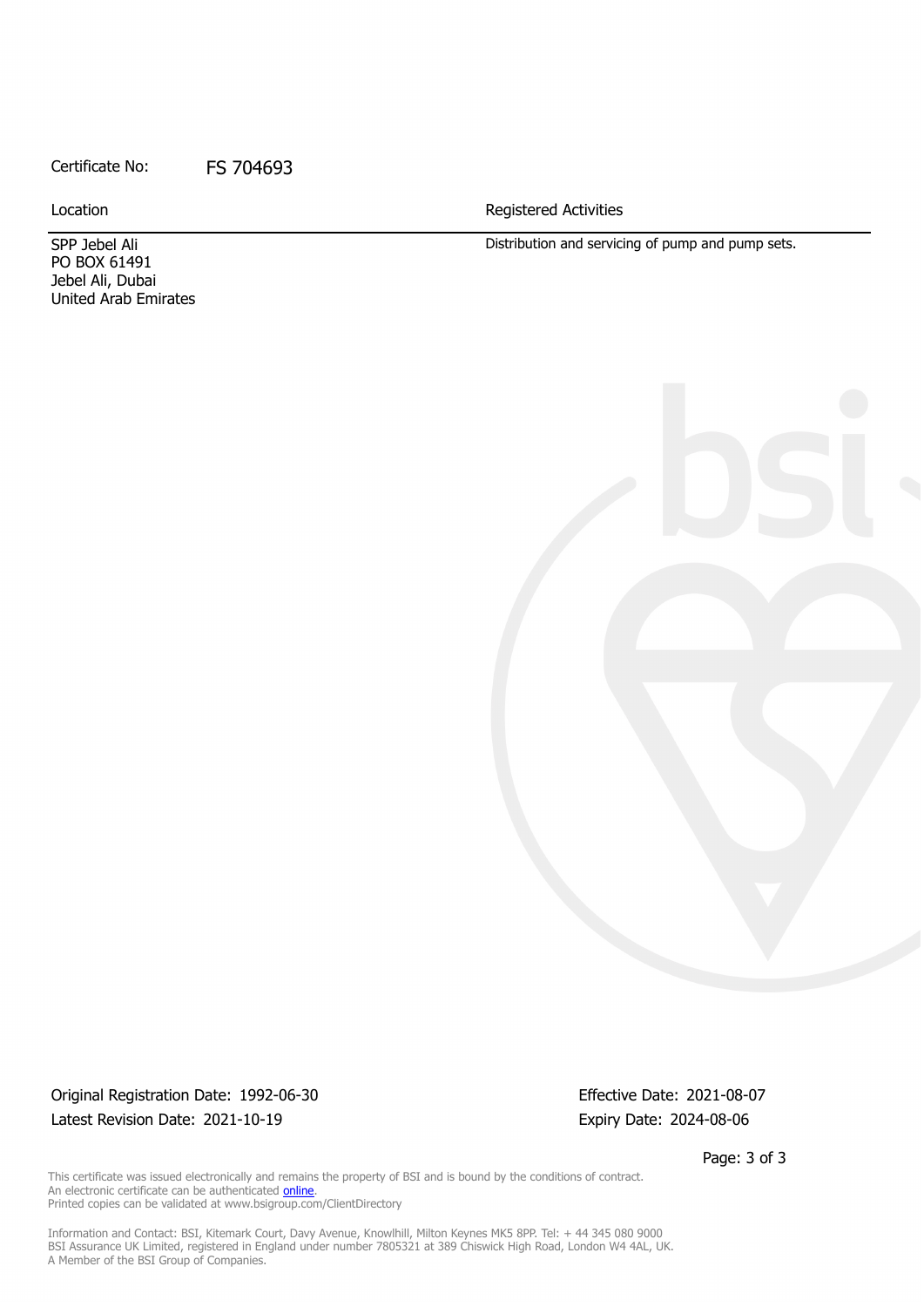Certificate No: FS 704693

| Location | Registered Activities |
| --- | --- |
| SPP Jebel Ali<br>PO BOX 61491<br>Jebel Ali, Dubai<br>United Arab Emirates | Distribution and servicing of pump and pump sets. |

Original Registration Date: 1992-06-30

Latest Revision Date: 2021-10-19

Effective Date: 2021-08-07

Expiry Date: 2024-08-06

This certificate was issued electronically and remains the property of BSI and is bound by the conditions of contract.
An electronic certificate can be authenticated online.
Printed copies can be validated at www.bsigroup.com/ClientDirectory

Information and Contact: BSI, Kitemark Court, Davy Avenue, Knowlhill, Milton Keynes MK5 8PP. Tel: + 44 345 080 9000
BSI Assurance UK Limited, registered in England under number 7805321 at 389 Chiswick High Road, London W4 4AL, UK.
A Member of the BSI Group of Companies.